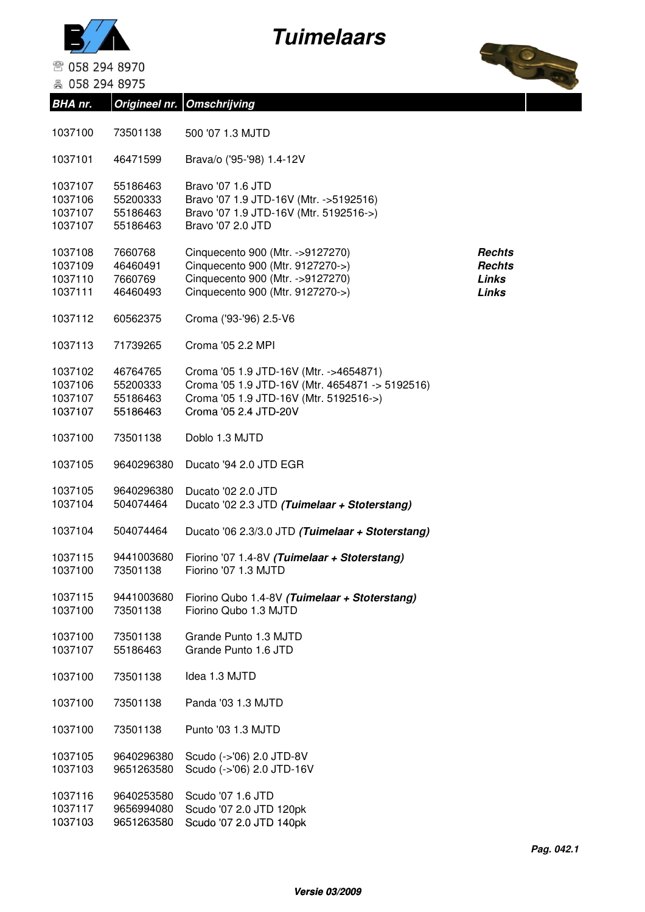# Tuimelaars

058 294 8970
058 294 8975

| BHA nr. | Origineel nr. | Omschrijving | |
|---|---|---|---|
| 1037100 | 73501138 | 500 '07 1.3 MJTD | |
| 1037101 | 46471599 | Brava/o ('95-'98) 1.4-12V | |
| 1037107 | 55186463 | Bravo '07 1.6 JTD | |
| 1037106 | 55200333 | Bravo '07 1.9 JTD-16V (Mtr. ->5192516) | |
| 1037107 | 55186463 | Bravo '07 1.9 JTD-16V (Mtr. 5192516->) | |
| 1037107 | 55186463 | Bravo '07 2.0 JTD | |
| 1037108 | 7660768 | Cinquecento 900 (Mtr. ->9127270) | ***Rechts*** |
| 1037109 | 46460491 | Cinquecento 900 (Mtr. 9127270->) | ***Rechts*** |
| 1037110 | 7660769 | Cinquecento 900 (Mtr. ->9127270) | ***Links*** |
| 1037111 | 46460493 | Cinquecento 900 (Mtr. 9127270->) | ***Links*** |
| 1037112 | 60562375 | Croma ('93-'96) 2.5-V6 | |
| 1037113 | 71739265 | Croma '05 2.2 MPI | |
| 1037102 | 46764765 | Croma '05 1.9 JTD-16V (Mtr. ->4654871) | |
| 1037106 | 55200333 | Croma '05 1.9 JTD-16V (Mtr. 4654871 -> 5192516) | |
| 1037107 | 55186463 | Croma '05 1.9 JTD-16V (Mtr. 5192516->) | |
| 1037107 | 55186463 | Croma '05 2.4 JTD-20V | |
| 1037100 | 73501138 | Doblo 1.3 MJTD | |
| 1037105 | 9640296380 | Ducato '94 2.0 JTD EGR | |
| 1037105 | 9640296380 | Ducato '02 2.0 JTD | |
| 1037104 | 504074464 | Ducato '02 2.3 JTD ***(Tuimelaar + Stoterstang)*** | |
| 1037104 | 504074464 | Ducato '06 2.3/3.0 JTD ***(Tuimelaar + Stoterstang)*** | |
| 1037115 | 9441003680 | Fiorino '07 1.4-8V ***(Tuimelaar + Stoterstang)*** | |
| 1037100 | 73501138 | Fiorino '07 1.3 MJTD | |
| 1037115 | 9441003680 | Fiorino Qubo 1.4-8V ***(Tuimelaar + Stoterstang)*** | |
| 1037100 | 73501138 | Fiorino Qubo 1.3 MJTD | |
| 1037100 | 73501138 | Grande Punto 1.3 MJTD | |
| 1037107 | 55186463 | Grande Punto 1.6 JTD | |
| 1037100 | 73501138 | Idea 1.3 MJTD | |
| 1037100 | 73501138 | Panda '03 1.3 MJTD | |
| 1037100 | 73501138 | Punto '03 1.3 MJTD | |
| 1037105 | 9640296380 | Scudo (->'06) 2.0 JTD-8V | |
| 1037103 | 9651263580 | Scudo (->'06) 2.0 JTD-16V | |
| 1037116 | 9640253580 | Scudo '07 1.6 JTD | |
| 1037117 | 9656994080 | Scudo '07 2.0 JTD 120pk | |
| 1037103 | 9651263580 | Scudo '07 2.0 JTD 140pk | |

***Pag. 042.1***

***Versie 03/2009***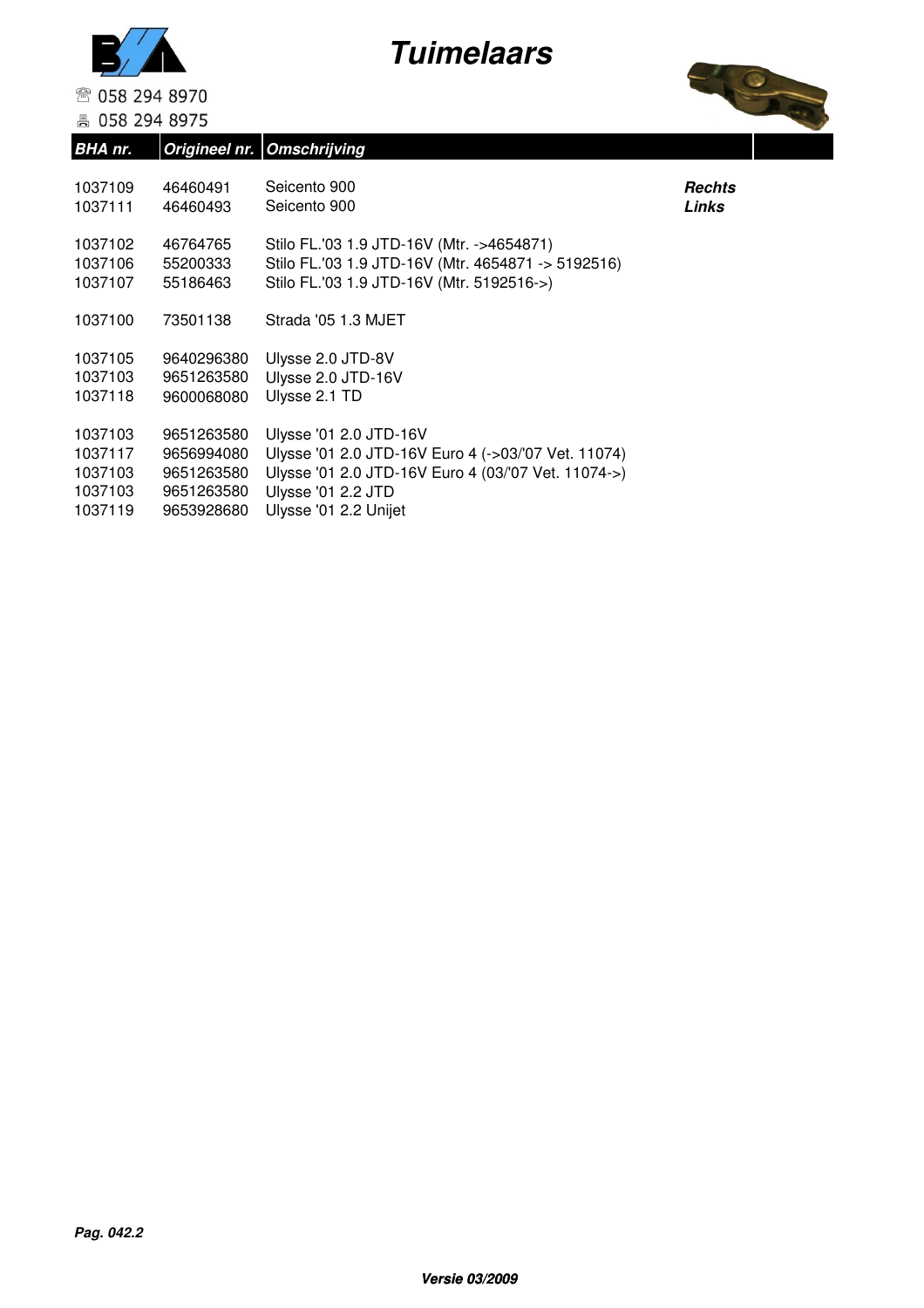# Tuimelaars

058 294 8970
058 294 8975

| BHA nr. | Origineel nr. | Omschrijving | |
|---|---|---|---|
| 1037109 | 46460491 | Seicento 900 | **Rechts** |
| 1037111 | 46460493 | Seicento 900 | **Links** |
| | | | |
| 1037102 | 46764765 | Stilo FL.'03 1.9 JTD-16V (Mtr. ->4654871) | |
| 1037106 | 55200333 | Stilo FL.'03 1.9 JTD-16V (Mtr. 4654871 -> 5192516) | |
| 1037107 | 55186463 | Stilo FL.'03 1.9 JTD-16V (Mtr. 5192516->) | |
| | | | |
| 1037100 | 73501138 | Strada '05 1.3 MJET | |
| | | | |
| 1037105 | 9640296380 | Ulysse 2.0 JTD-8V | |
| 1037103 | 9651263580 | Ulysse 2.0 JTD-16V | |
| 1037118 | 9600068080 | Ulysse 2.1 TD | |
| | | | |
| 1037103 | 9651263580 | Ulysse '01 2.0 JTD-16V | |
| 1037117 | 9656994080 | Ulysse '01 2.0 JTD-16V Euro 4 (->03/'07 Vet. 11074) | |
| 1037103 | 9651263580 | Ulysse '01 2.0 JTD-16V Euro 4 (03/'07 Vet. 11074->) | |
| 1037103 | 9651263580 | Ulysse '01 2.2 JTD | |
| 1037119 | 9653928680 | Ulysse '01 2.2 Unijet | |

*Pag. 042.2*

*Versie 03/2009*